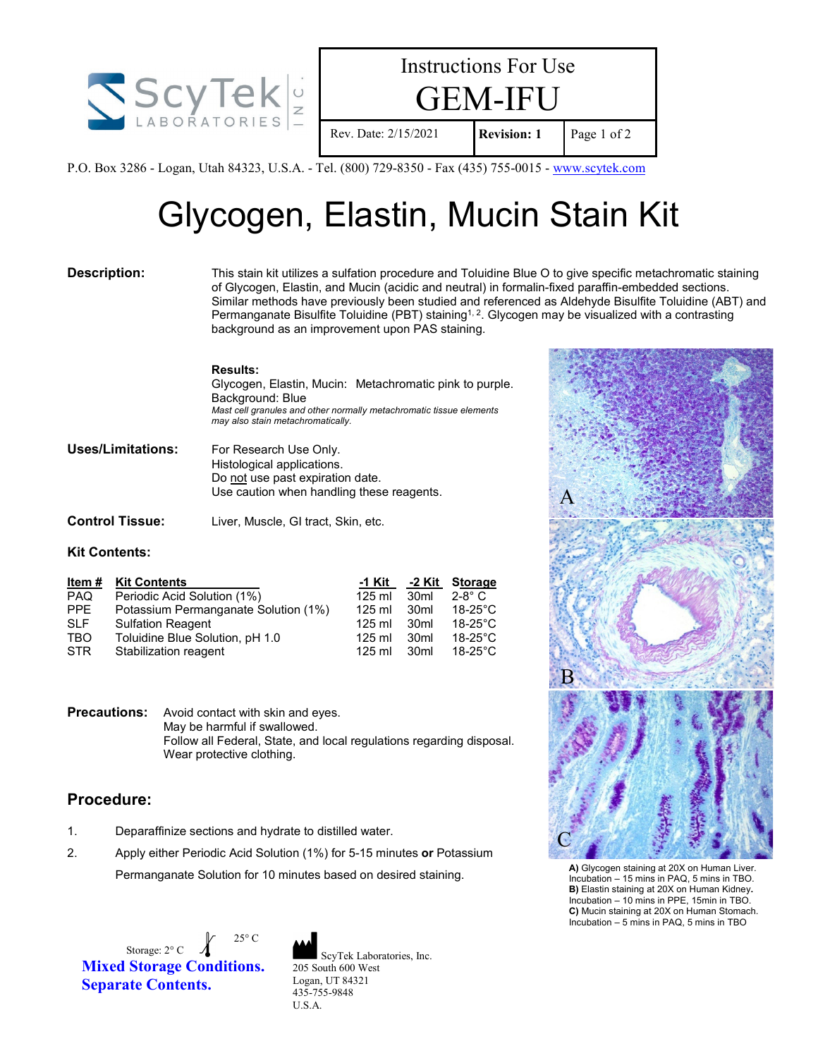ScyTek LABORATORIES INC.

| Instructions For Use GEM-IFU | | |
|---|---|---|
| Rev. Date: 2/15/2021 | **Revision: 1** | Page 1 of 2 |

P.O. Box 3286 - Logan, Utah 84323, U.S.A. - Tel. (800) 729-8350 - Fax (435) 755-0015 - www.scytek.com

# Glycogen, Elastin, Mucin Stain Kit

**Description:** This stain kit utilizes a sulfation procedure and Toluidine Blue O to give specific metachromatic staining of Glycogen, Elastin, and Mucin (acidic and neutral) in formalin-fixed paraffin-embedded sections. Similar methods have previously been studied and referenced as Aldehyde Bisulfite Toluidine (ABT) and Permanganate Bisulfite Toluidine (PBT) staining[1, 2]. Glycogen may be visualized with a contrasting background as an improvement upon PAS staining.

**Results:**
Glycogen, Elastin, Mucin: Metachromatic pink to purple.
Background: Blue
*Mast cell granules and other normally metachromatic tissue elements may also stain metachromatically.*

**Uses/Limitations:**
For Research Use Only.
Histological applications.
Do not use past expiration date.
Use caution when handling these reagents.

**Control Tissue:** Liver, Muscle, GI tract, Skin, etc.

**Kit Contents:**

| Item # | Kit Contents | -1 Kit | -2 Kit | Storage |
|---|---|---|---|---|
| PAQ | Periodic Acid Solution (1%) | 125 ml | 30ml | 2-8° C |
| PPE | Potassium Permanganate Solution (1%) | 125 ml | 30ml | 18-25°C |
| SLF | Sulfation Reagent | 125 ml | 30ml | 18-25°C |
| TBO | Toluidine Blue Solution, pH 1.0 | 125 ml | 30ml | 18-25°C |
| STR | Stabilization reagent | 125 ml | 30ml | 18-25°C |

**Precautions:**
Avoid contact with skin and eyes.
May be harmful if swallowed.
Follow all Federal, State, and local regulations regarding disposal.
Wear protective clothing.

## Procedure:

1. Deparaffinize sections and hydrate to distilled water.
2. Apply either Periodic Acid Solution (1%) for 5-15 minutes **or** Potassium Permanganate Solution for 10 minutes based on desired staining.

**A)** Glycogen staining at 20X on Human Liver. Incubation – 15 mins in PAQ, 5 mins in TBO.
**B)** Elastin staining at 20X on Human Kidney. Incubation – 10 mins in PPE, 15min in TBO.
**C)** Mucin staining at 20X on Human Stomach. Incubation – 5 mins in PAQ, 5 mins in TBO

Storage: 2° C – 25° C
**Mixed Storage Conditions. Separate Contents.**

ScyTek Laboratories, Inc.
205 South 600 West
Logan, UT 84321
435-755-9848
U.S.A.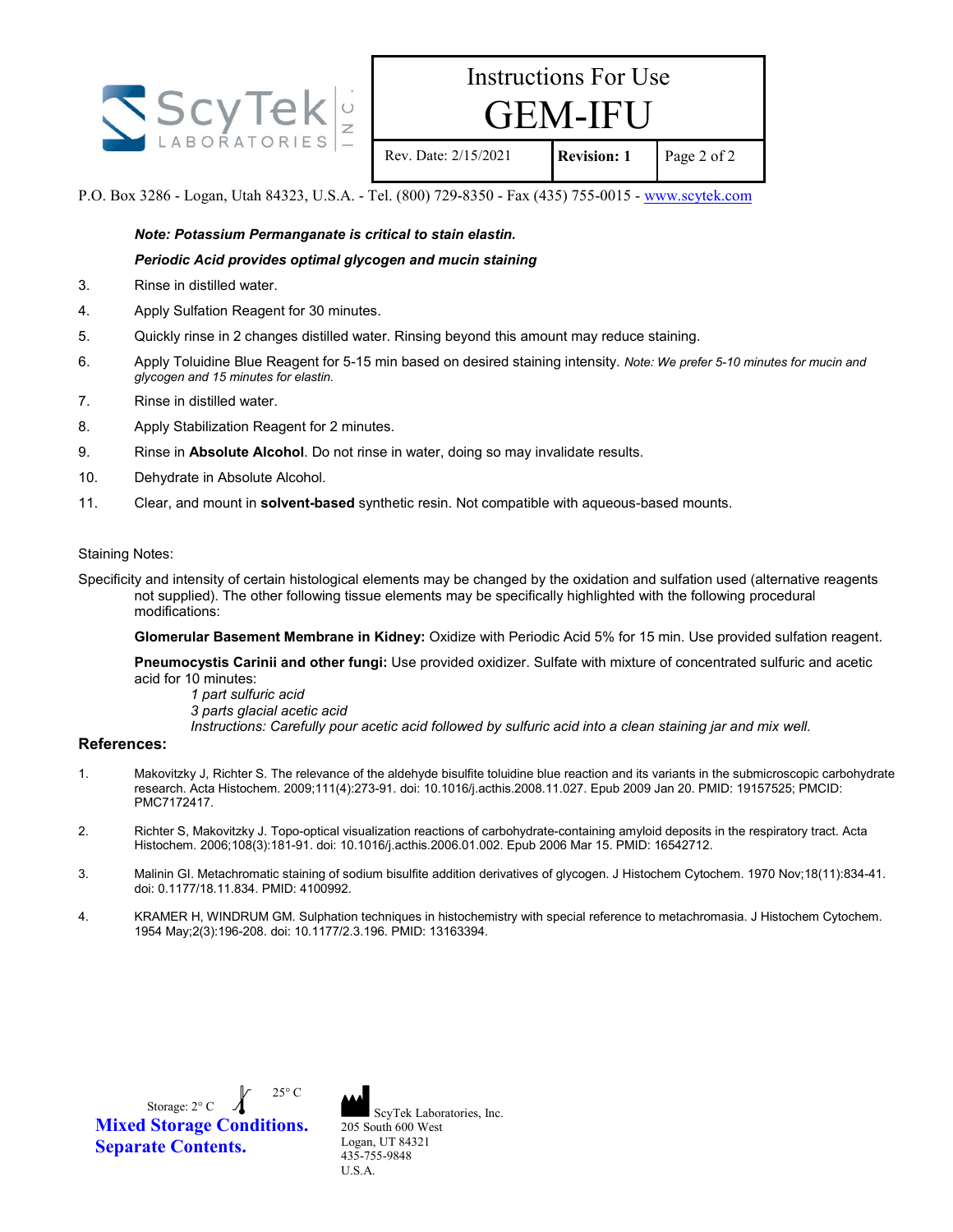P.O. Box 3286 - Logan, Utah 84323, U.S.A. - Tel. (800) 729-8350 - Fax (435) 755-0015 - www.scytek.com

***Note: Potassium Permanganate is critical to stain elastin.***

***Periodic Acid provides optimal glycogen and mucin staining***

3. Rinse in distilled water.
4. Apply Sulfation Reagent for 30 minutes.
5. Quickly rinse in 2 changes distilled water. Rinsing beyond this amount may reduce staining.
6. Apply Toluidine Blue Reagent for 5-15 min based on desired staining intensity. *Note: We prefer 5-10 minutes for mucin and glycogen and 15 minutes for elastin.*
7. Rinse in distilled water.
8. Apply Stabilization Reagent for 2 minutes.
9. Rinse in **Absolute Alcohol**. Do not rinse in water, doing so may invalidate results.
10. Dehydrate in Absolute Alcohol.
11. Clear, and mount in **solvent-based** synthetic resin. Not compatible with aqueous-based mounts.

Staining Notes:

Specificity and intensity of certain histological elements may be changed by the oxidation and sulfation used (alternative reagents not supplied). The other following tissue elements may be specifically highlighted with the following procedural modifications:

**Glomerular Basement Membrane in Kidney:** Oxidize with Periodic Acid 5% for 15 min. Use provided sulfation reagent.

**Pneumocystis Carinii and other fungi:** Use provided oxidizer. Sulfate with mixture of concentrated sulfuric and acetic acid for 10 minutes:

*1 part sulfuric acid*
*3 parts glacial acetic acid*
*Instructions: Carefully pour acetic acid followed by sulfuric acid into a clean staining jar and mix well.*

## References:

1. Makovitzky J, Richter S. The relevance of the aldehyde bisulfite toluidine blue reaction and its variants in the submicroscopic carbohydrate research. Acta Histochem. 2009;111(4):273-91. doi: 10.1016/j.acthis.2008.11.027. Epub 2009 Jan 20. PMID: 19157525; PMCID: PMC7172417.

2. Richter S, Makovitzky J. Topo-optical visualization reactions of carbohydrate-containing amyloid deposits in the respiratory tract. Acta Histochem. 2006;108(3):181-91. doi: 10.1016/j.acthis.2006.01.002. Epub 2006 Mar 15. PMID: 16542712.

3. Malinin GI. Metachromatic staining of sodium bisulfite addition derivatives of glycogen. J Histochem Cytochem. 1970 Nov;18(11):834-41. doi: 0.1177/18.11.834. PMID: 4100992.

4. KRAMER H, WINDRUM GM. Sulphation techniques in histochemistry with special reference to metachromasia. J Histochem Cytochem. 1954 May;2(3):196-208. doi: 10.1177/2.3.196. PMID: 13163394.

Storage: 2° C – 25° C

**Mixed Storage Conditions.**
**Separate Contents.**

ScyTek Laboratories, Inc.
205 South 600 West
Logan, UT 84321
435-755-9848
U.S.A.